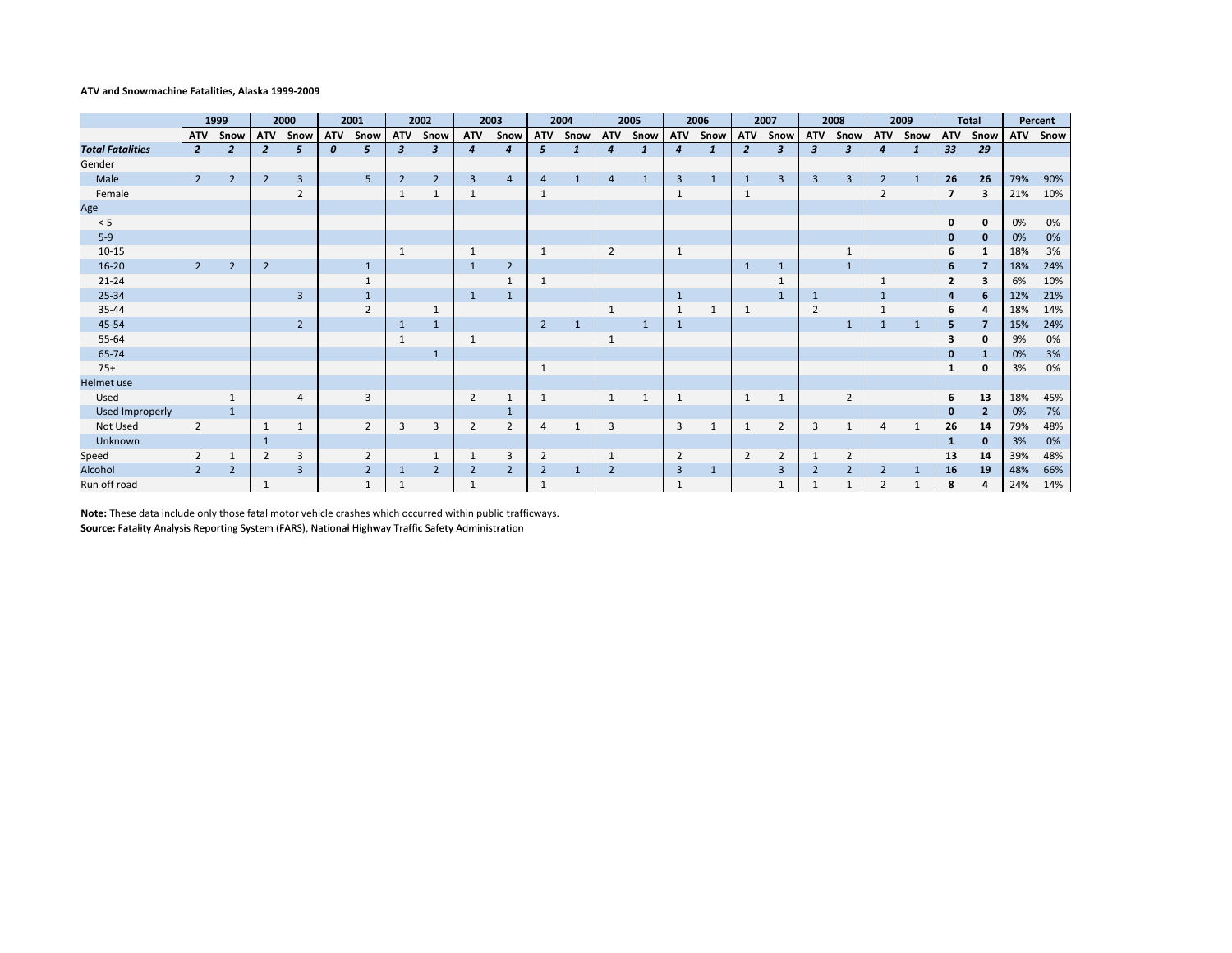**ATV and Snowmachine Fatalities, Alaska 1999-2009**

| | 1999 | | 2000 | | 2001 | | 2002 | | 2003 | | 2004 | | 2005 | | 2006 | | 2007 | | 2008 | | 2009 | | Total | | Percent | |
|---|---|---|---|---|---|---|---|---|---|---|---|---|---|---|---|---|---|---|---|---|---|---|---|---|---|---|
| | ATV | Snow | ATV | Snow | ATV | Snow | ATV | Snow | ATV | Snow | ATV | Snow | ATV | Snow | ATV | Snow | ATV | Snow | ATV | Snow | ATV | Snow | ATV | Snow | ATV | Snow |
| ***Total Fatalities*** | ***2*** | ***2*** | ***2*** | ***5*** | ***0*** | ***5*** | ***3*** | ***3*** | ***4*** | ***4*** | ***5*** | ***1*** | ***4*** | ***1*** | ***4*** | ***1*** | ***2*** | ***3*** | ***3*** | ***3*** | ***4*** | ***1*** | ***33*** | ***29*** | | |
| Gender | | | | | | | | | | | | | | | | | | | | | | | | | | |
| Male | 2 | 2 | 2 | 3 | | 5 | 2 | 2 | 3 | 4 | 4 | 1 | 4 | 1 | 3 | 1 | 1 | 3 | 3 | 3 | 2 | 1 | **26** | **26** | 79% | 90% |
| Female | | | | 2 | | | 1 | 1 | 1 | | 1 | | | | 1 | | 1 | | | | 2 | | **7** | **3** | 21% | 10% |
| Age | | | | | | | | | | | | | | | | | | | | | | | | | | |
| < 5 | | | | | | | | | | | | | | | | | | | | | | | **0** | **0** | 0% | 0% |
| 5-9 | | | | | | | | | | | | | | | | | | | | | | | **0** | **0** | 0% | 0% |
| 10-15 | | | | | | | 1 | | 1 | | 1 | | 2 | | 1 | | | | | 1 | | | **6** | **1** | 18% | 3% |
| 16-20 | 2 | 2 | 2 | | | 1 | | | 1 | 2 | | | | | | | 1 | 1 | | 1 | | | **6** | **7** | 18% | 24% |
| 21-24 | | | | | | 1 | | | | 1 | 1 | | | | | | | 1 | | | 1 | | **2** | **3** | 6% | 10% |
| 25-34 | | | | 3 | | 1 | | | 1 | 1 | | | | | 1 | | | 1 | 1 | | 1 | | **4** | **6** | 12% | 21% |
| 35-44 | | | | | | 2 | | 1 | | | | | 1 | | 1 | 1 | 1 | | 2 | | 1 | | **6** | **4** | 18% | 14% |
| 45-54 | | | | 2 | | | 1 | 1 | | | 2 | 1 | | 1 | 1 | | | | | 1 | 1 | 1 | **5** | **7** | 15% | 24% |
| 55-64 | | | | | | | 1 | | 1 | | | | 1 | | | | | | | | | | **3** | **0** | 9% | 0% |
| 65-74 | | | | | | | | 1 | | | | | | | | | | | | | | | **0** | **1** | 0% | 3% |
| 75+ | | | | | | | | | | | 1 | | | | | | | | | | | | **1** | **0** | 3% | 0% |
| Helmet use | | | | | | | | | | | | | | | | | | | | | | | | | | |
| Used | | 1 | | 4 | | 3 | | | 2 | 1 | 1 | | 1 | 1 | 1 | | 1 | 1 | | 2 | | | **6** | **13** | 18% | 45% |
| Used Improperly | | 1 | | | | | | | | 1 | | | | | | | | | | | | | **0** | **2** | 0% | 7% |
| Not Used | 2 | | 1 | 1 | | 2 | 3 | 3 | 2 | 2 | 4 | 1 | 3 | | 3 | 1 | 1 | 2 | 3 | 1 | 4 | 1 | **26** | **14** | 79% | 48% |
| Unknown | | | 1 | | | | | | | | | | | | | | | | | | | | **1** | **0** | 3% | 0% |
| Speed | 2 | 1 | 2 | 3 | | 2 | | 1 | 1 | 3 | 2 | | 1 | | 2 | | 2 | 2 | 1 | 2 | | | **13** | **14** | 39% | 48% |
| Alcohol | 2 | 2 | | 3 | | 2 | 1 | 2 | 2 | 2 | 2 | 1 | 2 | | 3 | 1 | | 3 | 2 | 2 | 2 | 1 | **16** | **19** | 48% | 66% |
| Run off road | | | 1 | | | 1 | 1 | | 1 | | 1 | | | | 1 | | | 1 | 1 | 1 | 2 | 1 | **8** | **4** | 24% | 14% |

**Note:** These data include only those fatal motor vehicle crashes which occurred within public trafficways.

**Source:** Fatality Analysis Reporting System (FARS), National Highway Traffic Safety Administration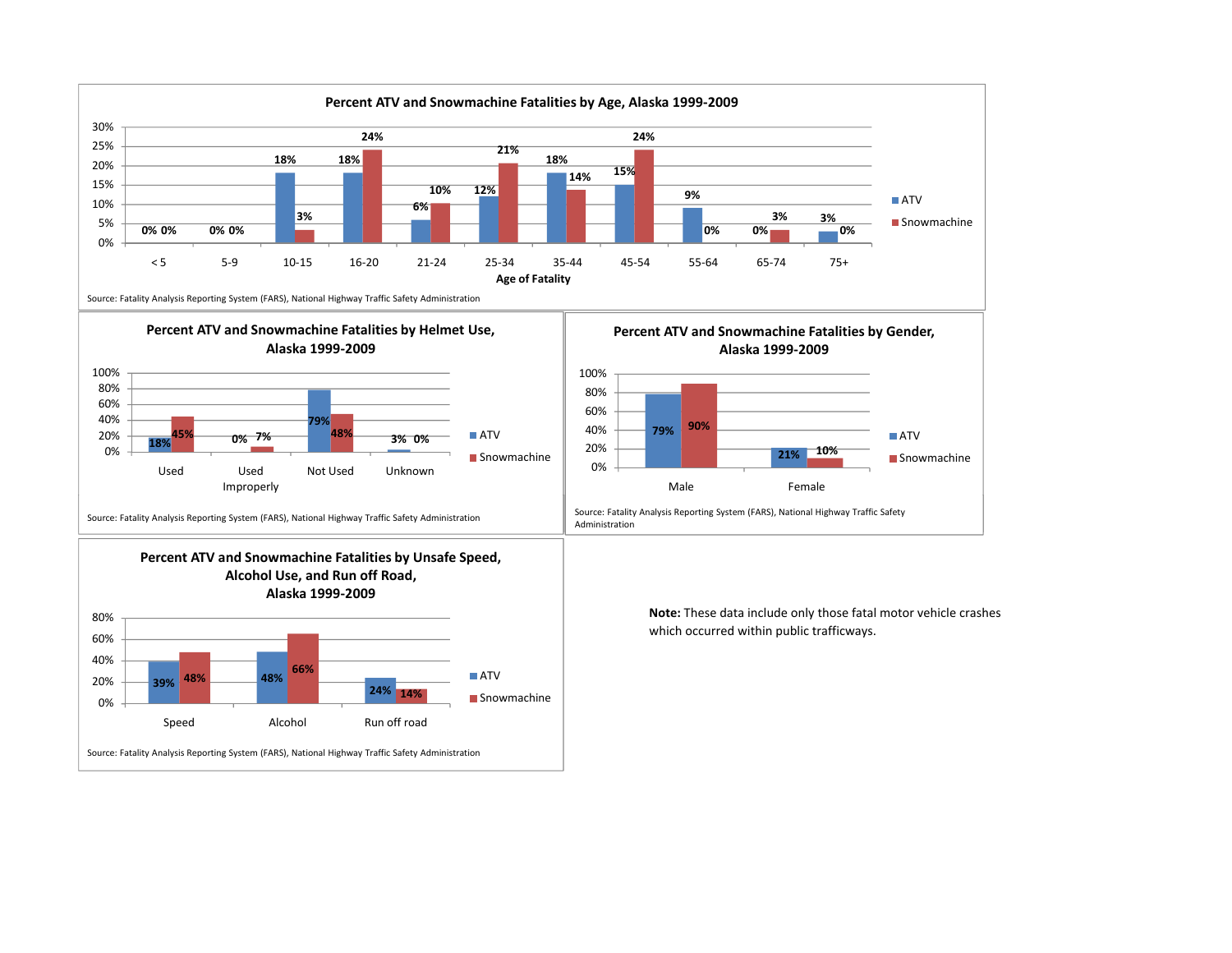**Percent ATV and Snowmachine Fatalities by Age, Alaska 1999-2009**

30%
25%
20%
15%
10%
5%
0%

0% 0%
0% 0%
18% 3%
18% 24%
6% 10%
12% 21%
18% 14%
15% 24%
9% 0%
0% 3%
3% 0%

< 5 5-9 10-15 16-20 21-24 25-34 35-44 45-54 55-64 65-74 75+

Age of Fatality

ATV
Snowmachine

Source: Fatality Analysis Reporting System (FARS), National Highway Traffic Safety Administration

**Percent ATV and Snowmachine Fatalities by Helmet Use, Alaska 1999-2009**

100%
80%
60%
40%
20%
0%

18% 45%
0% 7%
79% 48%
3% 0%

Used
Used Improperly
Not Used
Unknown

ATV
Snowmachine

Source: Fatality Analysis Reporting System (FARS), National Highway Traffic Safety Administration

**Percent ATV and Snowmachine Fatalities by Gender, Alaska 1999-2009**

100%
80%
60%
40%
20%
0%

79% 90%
21% 10%

Male
Female

ATV
Snowmachine

Source: Fatality Analysis Reporting System (FARS), National Highway Traffic Safety Administration

**Percent ATV and Snowmachine Fatalities by Unsafe Speed, Alcohol Use, and Run off Road, Alaska 1999-2009**

80%
60%
40%
20%
0%

39% 48%
48% 66%
24% 14%

Speed
Alcohol
Run off road

ATV
Snowmachine

Source: Fatality Analysis Reporting System (FARS), National Highway Traffic Safety Administration

**Note:** These data include only those fatal motor vehicle crashes which occurred within public trafficways.